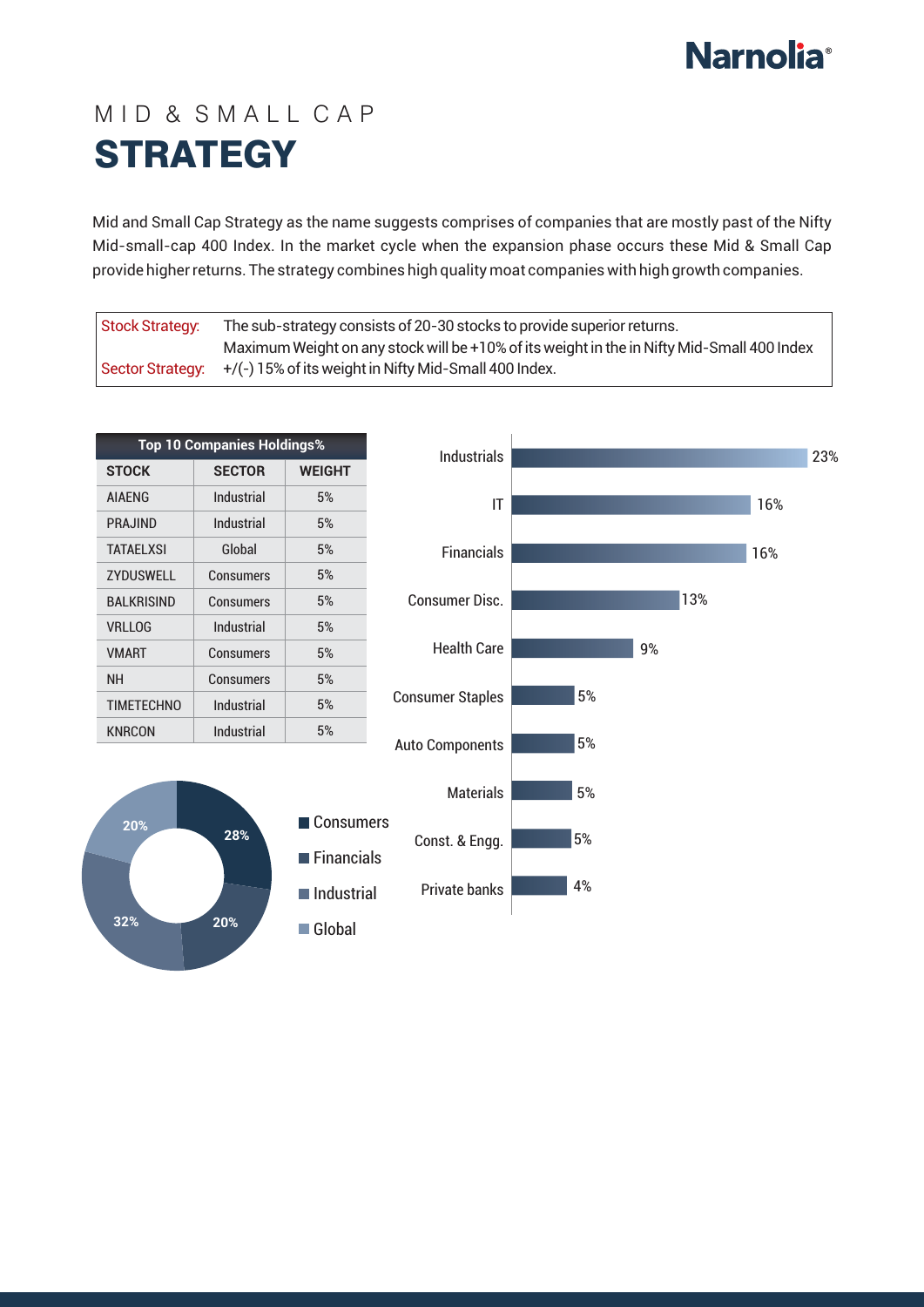# MID & SMALL CAP STRATEGY

Mid and Small Cap Strategy as the name suggests comprises of companies that are mostly past of the Nifty Mid-small-cap 400 Index. In the market cycle when the expansion phase occurs these Mid & Small Cap provide higher returns. The strategy combines high quality moat companies with high growth companies.

| | |
|---|---|
| Stock Strategy: | The sub-strategy consists of 20-30 stocks to provide superior returns. Maximum Weight on any stock will be +10% of its weight in the in Nifty Mid-Small 400 Index |
| Sector Strategy: | +/(-) 15% of its weight in Nifty Mid-Small 400 Index. |

**Top 10 Companies Holdings%**

| STOCK | SECTOR | WEIGHT |
|---|---|---|
| AIAENG | Industrial | 5% |
| PRAJIND | Industrial | 5% |
| TATAELXSI | Global | 5% |
| ZYDUSWELL | Consumers | 5% |
| BALKRISIND | Consumers | 5% |
| VRLLOG | Industrial | 5% |
| VMART | Consumers | 5% |
| NH | Consumers | 5% |
| TIMETECHNO | Industrial | 5% |
| KNRCON | Industrial | 5% |

| Segment | % |
|---|---|
| Consumers | 28% |
| Financials | 20% |
| Industrial | 32% |
| Global | 20% |

| Sector | % |
|---|---|
| Industrials | 23% |
| IT | 16% |
| Financials | 16% |
| Consumer Disc. | 13% |
| Health Care | 9% |
| Consumer Staples | 5% |
| Auto Components | 5% |
| Materials | 5% |
| Const. & Engg. | 5% |
| Private banks | 4% |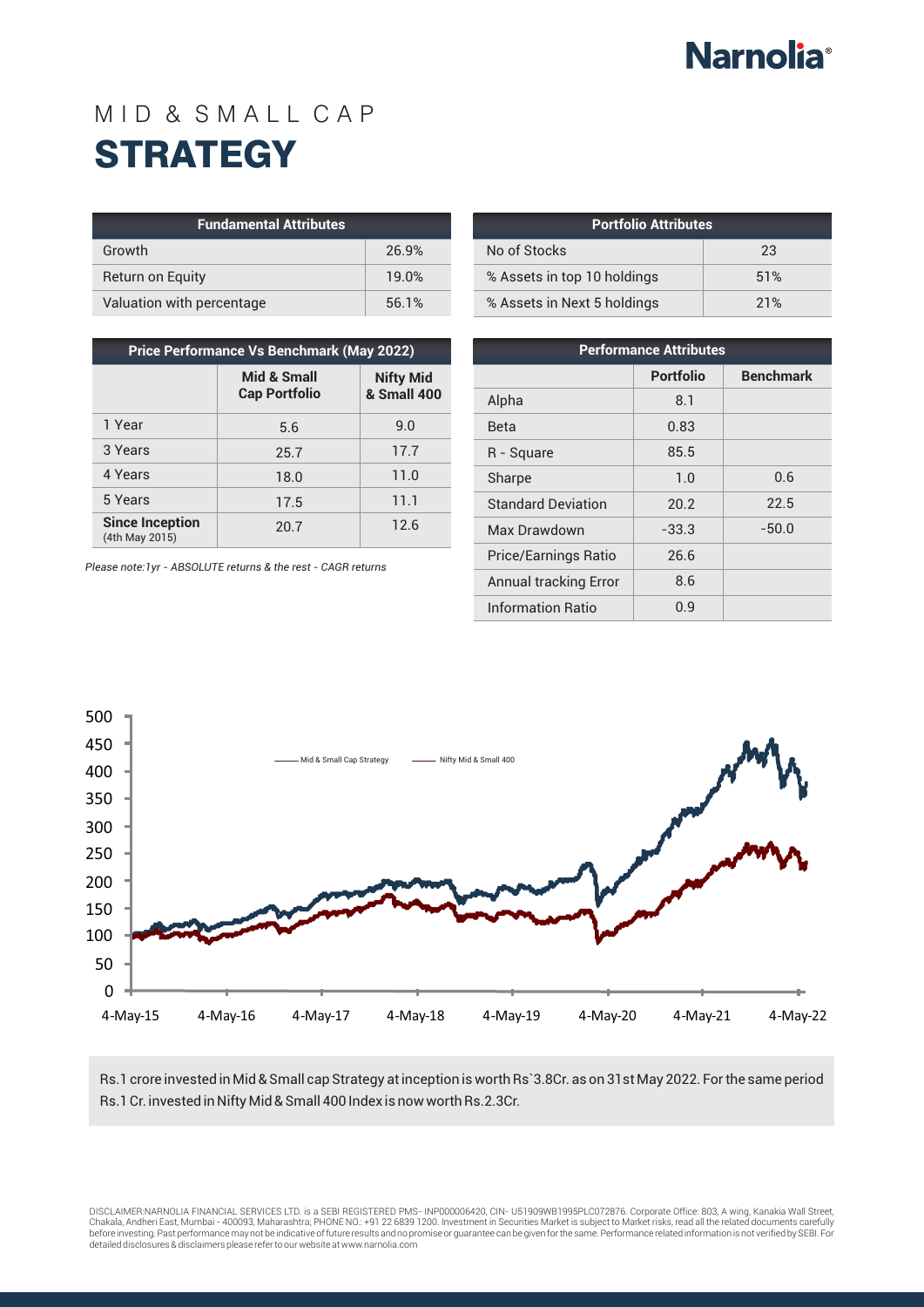Narnolia®

# MID & SMALL CAP
# STRATEGY

| Fundamental Attributes | |
|---|---|
| Growth | 26.9% |
| Return on Equity | 19.0% |
| Valuation with percentage | 56.1% |

| Portfolio Attributes | |
|---|---|
| No of Stocks | 23 |
| % Assets in top 10 holdings | 51% |
| % Assets in Next 5 holdings | 21% |

| Price Performance Vs Benchmark (May 2022) | Mid & Small Cap Portfolio | Nifty Mid & Small 400 |
|---|---|---|
| 1 Year | 5.6 | 9.0 |
| 3 Years | 25.7 | 17.7 |
| 4 Years | 18.0 | 11.0 |
| 5 Years | 17.5 | 11.1 |
| **Since Inception** (4th May 2015) | 20.7 | 12.6 |

*Please note:1yr - ABSOLUTE returns & the rest - CAGR returns*

| Performance Attributes | Portfolio | Benchmark |
|---|---|---|
| Alpha | 8.1 | |
| Beta | 0.83 | |
| R - Square | 85.5 | |
| Sharpe | 1.0 | 0.6 |
| Standard Deviation | 20.2 | 22.5 |
| Max Drawdown | -33.3 | -50.0 |
| Price/Earnings Ratio | 26.6 | |
| Annual tracking Error | 8.6 | |
| Information Ratio | 0.9 | |

Mid & Small Cap Strategy
Nifty Mid & Small 400

500
450
400
350
300
250
200
150
100
50
0

4-May-15 4-May-16 4-May-17 4-May-18 4-May-19 4-May-20 4-May-21 4-May-22

Rs.1 crore invested in Mid & Small cap Strategy at inception is worth Rs`3.8Cr. as on 31st May 2022. For the same period Rs.1 Cr. invested in Nifty Mid & Small 400 Index is now worth Rs.2.3Cr.

DISCLAIMER:NARNOLIA FINANCIAL SERVICES LTD. is a SEBI REGISTERED PMS- INP000006420, CIN- U51909WB1995PLC072876. Corporate Office: 803, A wing, Kanakia Wall Street, Chakala, Andheri East, Mumbai - 400093, Maharashtra; PHONE NO.: +91 22 6839 1200. Investment in Securities Market is subject to Market risks, read all the related documents carefully before investing. Past performance may not be indicative of future results and no promise or guarantee can be given for the same. Performance related information is not verified by SEBI. For detailed disclosures & disclaimers please refer to our website at www.narnolia.com